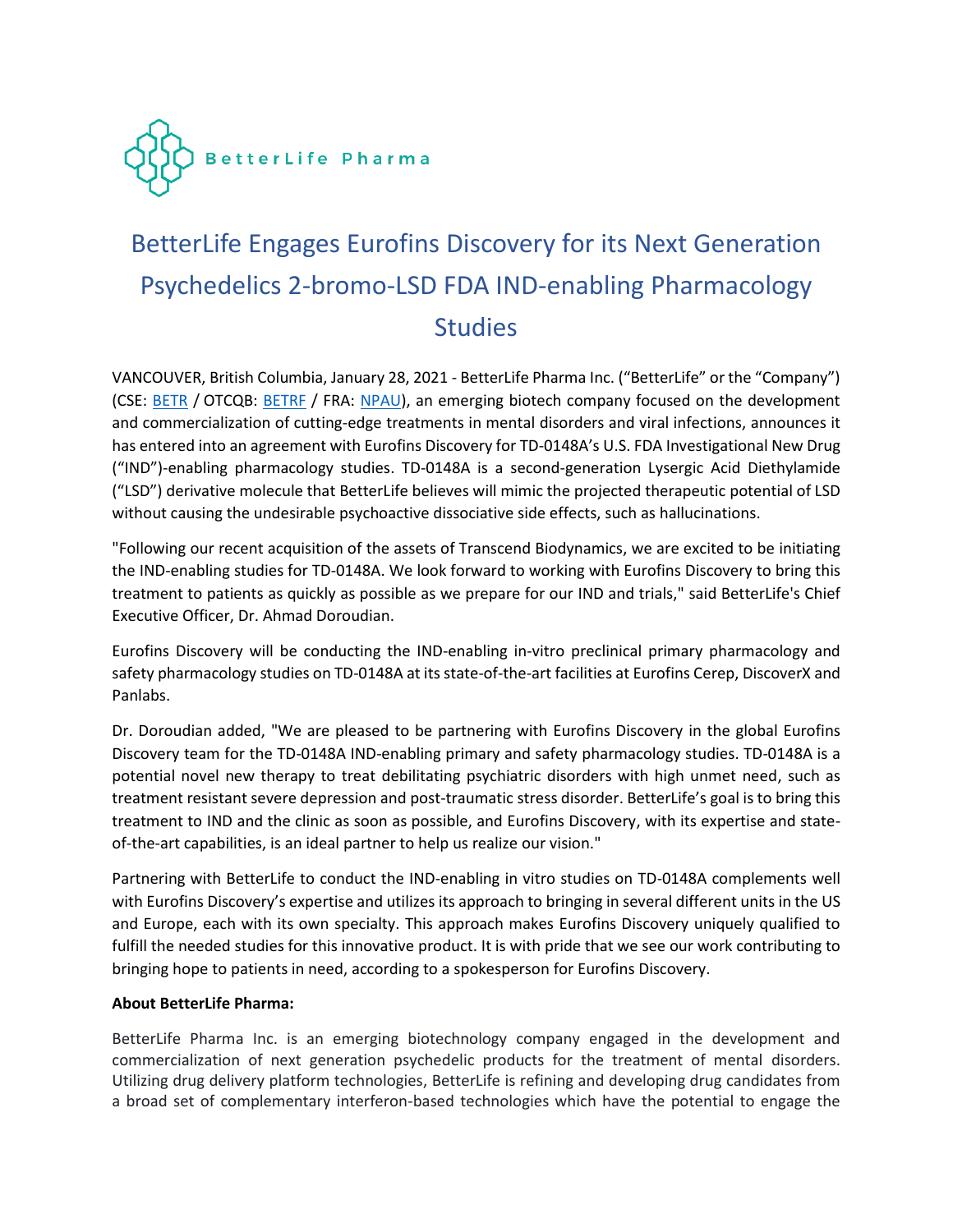BetterLife Pharma

# BetterLife Engages Eurofins Discovery for its Next Generation Psychedelics 2-bromo-LSD FDA IND-enabling Pharmacology Studies

VANCOUVER, British Columbia, January 28, 2021 - BetterLife Pharma Inc. ("BetterLife" or the "Company") (CSE: BETR / OTCQB: BETRF / FRA: NPAU), an emerging biotech company focused on the development and commercialization of cutting-edge treatments in mental disorders and viral infections, announces it has entered into an agreement with Eurofins Discovery for TD-0148A's U.S. FDA Investigational New Drug ("IND")-enabling pharmacology studies. TD-0148A is a second-generation Lysergic Acid Diethylamide ("LSD") derivative molecule that BetterLife believes will mimic the projected therapeutic potential of LSD without causing the undesirable psychoactive dissociative side effects, such as hallucinations.

"Following our recent acquisition of the assets of Transcend Biodynamics, we are excited to be initiating the IND-enabling studies for TD-0148A. We look forward to working with Eurofins Discovery to bring this treatment to patients as quickly as possible as we prepare for our IND and trials," said BetterLife's Chief Executive Officer, Dr. Ahmad Doroudian.

Eurofins Discovery will be conducting the IND-enabling in-vitro preclinical primary pharmacology and safety pharmacology studies on TD-0148A at its state-of-the-art facilities at Eurofins Cerep, DiscoverX and Panlabs.

Dr. Doroudian added, "We are pleased to be partnering with Eurofins Discovery in the global Eurofins Discovery team for the TD-0148A IND-enabling primary and safety pharmacology studies. TD-0148A is a potential novel new therapy to treat debilitating psychiatric disorders with high unmet need, such as treatment resistant severe depression and post-traumatic stress disorder. BetterLife's goal is to bring this treatment to IND and the clinic as soon as possible, and Eurofins Discovery, with its expertise and state-of-the-art capabilities, is an ideal partner to help us realize our vision."

Partnering with BetterLife to conduct the IND-enabling in vitro studies on TD-0148A complements well with Eurofins Discovery's expertise and utilizes its approach to bringing in several different units in the US and Europe, each with its own specialty. This approach makes Eurofins Discovery uniquely qualified to fulfill the needed studies for this innovative product. It is with pride that we see our work contributing to bringing hope to patients in need, according to a spokesperson for Eurofins Discovery.

**About BetterLife Pharma:**

BetterLife Pharma Inc. is an emerging biotechnology company engaged in the development and commercialization of next generation psychedelic products for the treatment of mental disorders. Utilizing drug delivery platform technologies, BetterLife is refining and developing drug candidates from a broad set of complementary interferon-based technologies which have the potential to engage the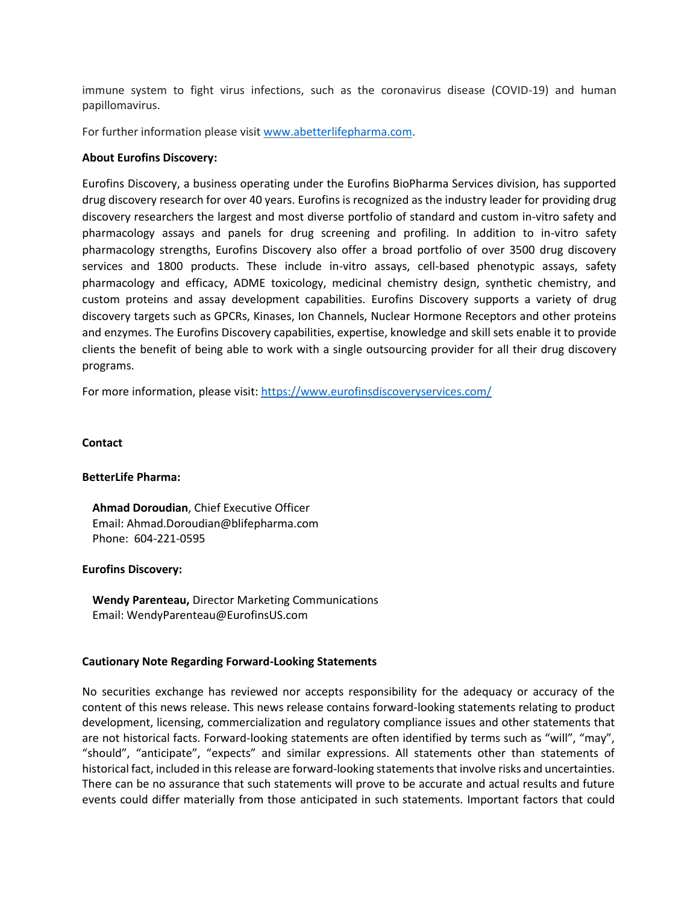immune system to fight virus infections, such as the coronavirus disease (COVID-19) and human papillomavirus.

For further information please visit [www.abetterlifepharma.com](http://www.abetterlifepharma.com).

**About Eurofins Discovery:**

Eurofins Discovery, a business operating under the Eurofins BioPharma Services division, has supported drug discovery research for over 40 years. Eurofins is recognized as the industry leader for providing drug discovery researchers the largest and most diverse portfolio of standard and custom in-vitro safety and pharmacology assays and panels for drug screening and profiling. In addition to in-vitro safety pharmacology strengths, Eurofins Discovery also offer a broad portfolio of over 3500 drug discovery services and 1800 products. These include in-vitro assays, cell-based phenotypic assays, safety pharmacology and efficacy, ADME toxicology, medicinal chemistry design, synthetic chemistry, and custom proteins and assay development capabilities. Eurofins Discovery supports a variety of drug discovery targets such as GPCRs, Kinases, Ion Channels, Nuclear Hormone Receptors and other proteins and enzymes. The Eurofins Discovery capabilities, expertise, knowledge and skill sets enable it to provide clients the benefit of being able to work with a single outsourcing provider for all their drug discovery programs.

For more information, please visit: [https://www.eurofinsdiscoveryservices.com/](https://www.eurofinsdiscoveryservices.com/)

**Contact**

**BetterLife Pharma:**

**Ahmad Doroudian**, Chief Executive Officer
Email: Ahmad.Doroudian@blifepharma.com
Phone: 604-221-0595

**Eurofins Discovery:**

**Wendy Parenteau,** Director Marketing Communications
Email: WendyParenteau@EurofinsUS.com

**Cautionary Note Regarding Forward-Looking Statements**

No securities exchange has reviewed nor accepts responsibility for the adequacy or accuracy of the content of this news release. This news release contains forward-looking statements relating to product development, licensing, commercialization and regulatory compliance issues and other statements that are not historical facts. Forward-looking statements are often identified by terms such as "will", "may", "should", "anticipate", "expects" and similar expressions. All statements other than statements of historical fact, included in this release are forward-looking statements that involve risks and uncertainties. There can be no assurance that such statements will prove to be accurate and actual results and future events could differ materially from those anticipated in such statements. Important factors that could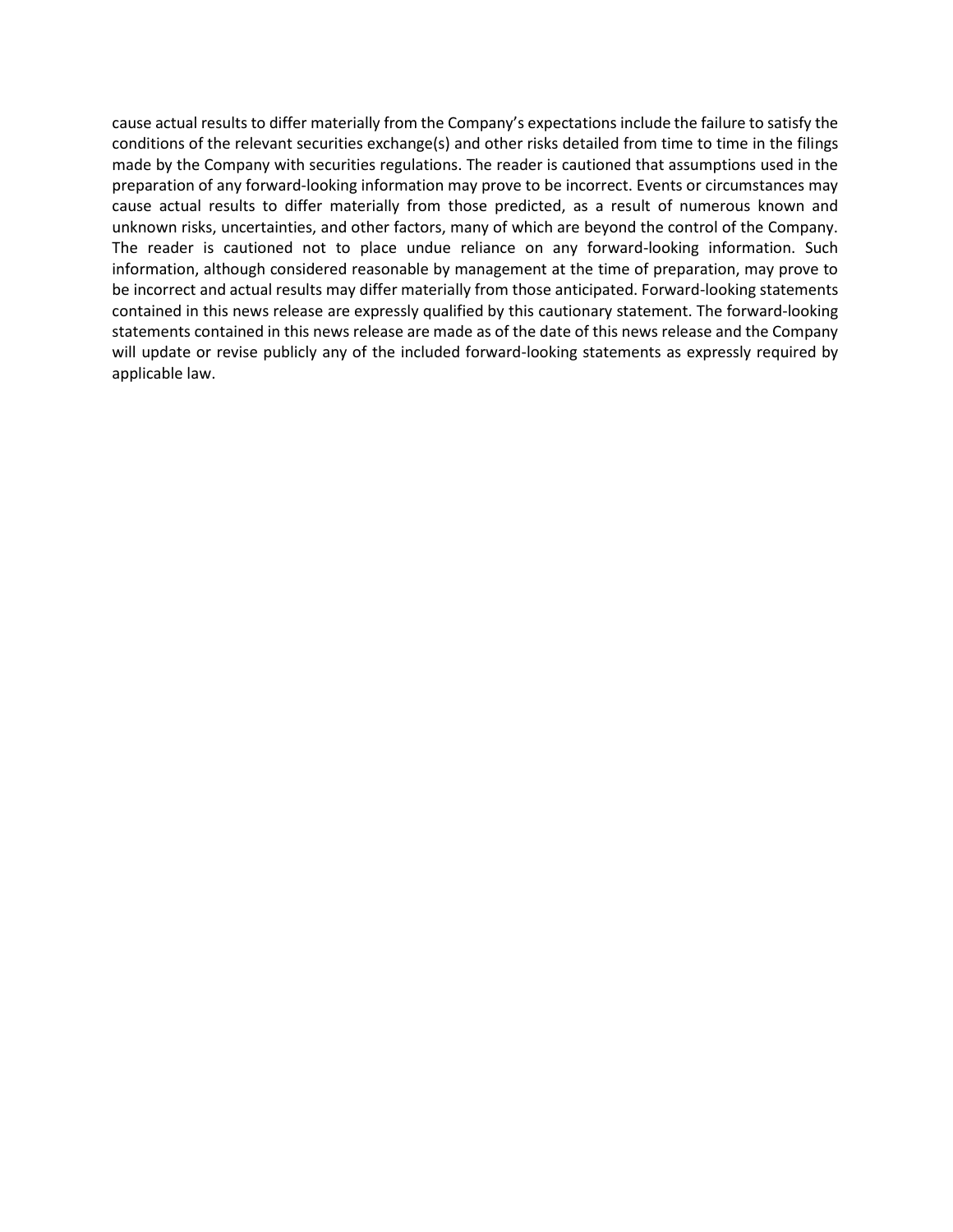cause actual results to differ materially from the Company's expectations include the failure to satisfy the conditions of the relevant securities exchange(s) and other risks detailed from time to time in the filings made by the Company with securities regulations. The reader is cautioned that assumptions used in the preparation of any forward-looking information may prove to be incorrect. Events or circumstances may cause actual results to differ materially from those predicted, as a result of numerous known and unknown risks, uncertainties, and other factors, many of which are beyond the control of the Company. The reader is cautioned not to place undue reliance on any forward-looking information. Such information, although considered reasonable by management at the time of preparation, may prove to be incorrect and actual results may differ materially from those anticipated. Forward-looking statements contained in this news release are expressly qualified by this cautionary statement. The forward-looking statements contained in this news release are made as of the date of this news release and the Company will update or revise publicly any of the included forward-looking statements as expressly required by applicable law.